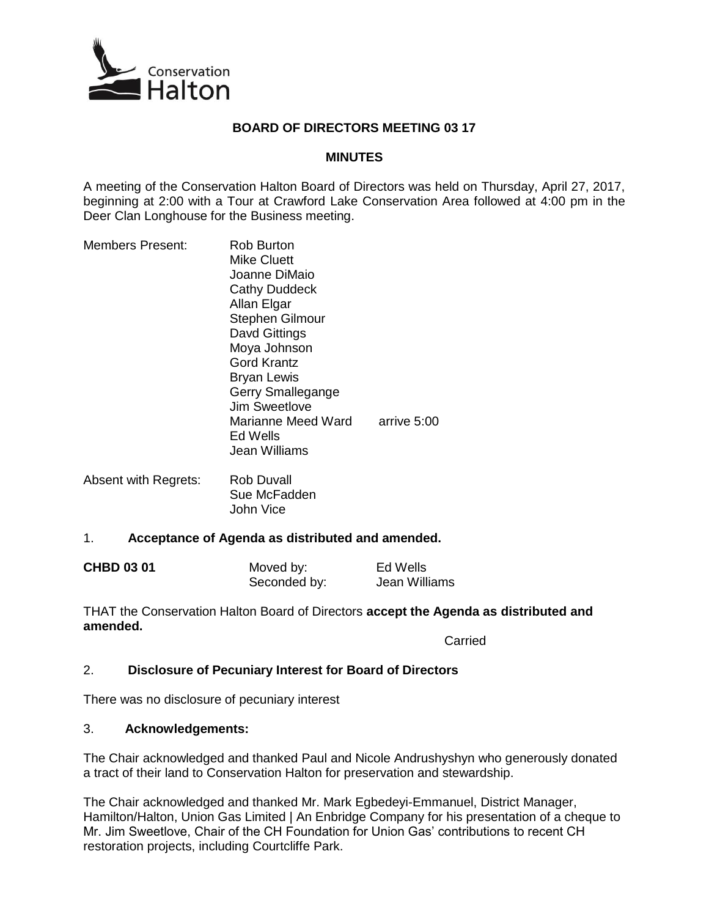Conservation Halton

# BOARD OF DIRECTORS MEETING 03 17

## MINUTES

A meeting of the Conservation Halton Board of Directors was held on Thursday, April 27, 2017, beginning at 2:00 with a Tour at Crawford Lake Conservation Area followed at 4:00 pm in the Deer Clan Longhouse for the Business meeting.

Members Present:

- Rob Burton
- Mike Cluett
- Joanne DiMaio
- Cathy Duddeck
- Allan Elgar
- Stephen Gilmour
- Davd Gittings
- Moya Johnson
- Gord Krantz
- Bryan Lewis
- Gerry Smallegange
- Jim Sweetlove
- Marianne Meed Ward arrive 5:00
- Ed Wells
- Jean Williams

Absent with Regrets:

- Rob Duvall
- Sue McFadden
- John Vice

### 1. Acceptance of Agenda as distributed and amended.

**CHBD 03 01** Moved by: Ed Wells
Seconded by: Jean Williams

THAT the Conservation Halton Board of Directors **accept the Agenda as distributed and amended.**

Carried

### 2. Disclosure of Pecuniary Interest for Board of Directors

There was no disclosure of pecuniary interest

### 3. Acknowledgements:

The Chair acknowledged and thanked Paul and Nicole Andrushyshyn who generously donated a tract of their land to Conservation Halton for preservation and stewardship.

The Chair acknowledged and thanked Mr. Mark Egbedeyi-Emmanuel, District Manager, Hamilton/Halton, Union Gas Limited | An Enbridge Company for his presentation of a cheque to Mr. Jim Sweetlove, Chair of the CH Foundation for Union Gas' contributions to recent CH restoration projects, including Courtcliffe Park.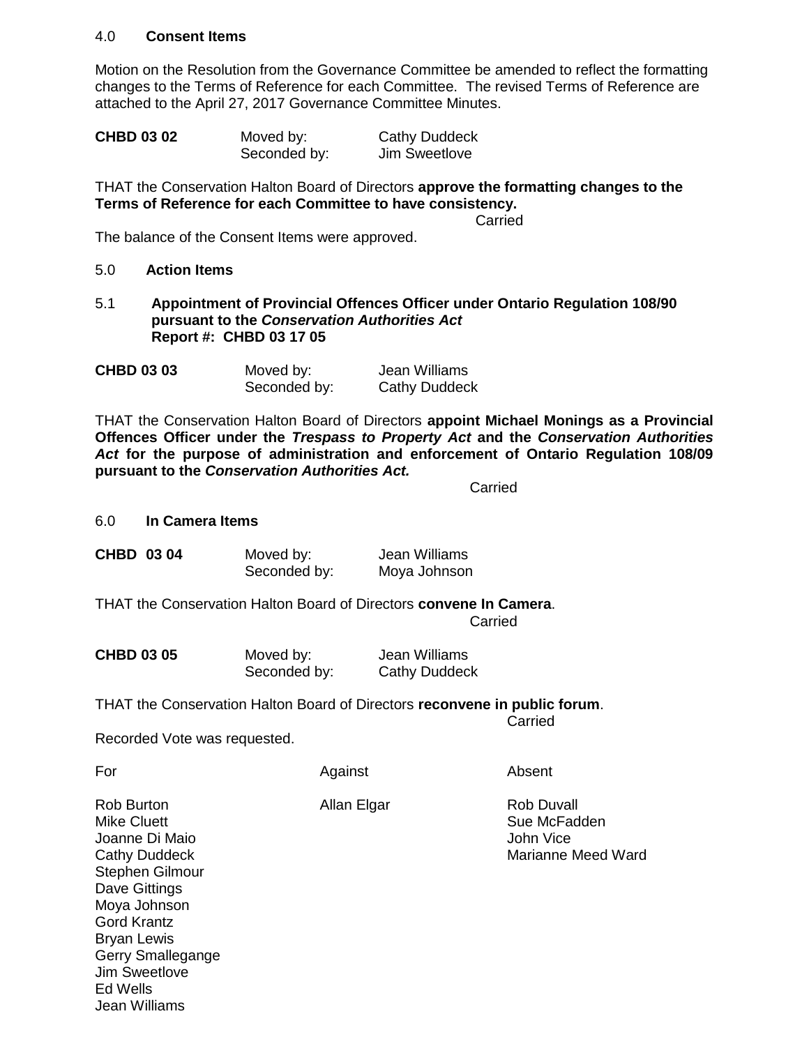## 4.0 **Consent Items**

Motion on the Resolution from the Governance Committee be amended to reflect the formatting changes to the Terms of Reference for each Committee. The revised Terms of Reference are attached to the April 27, 2017 Governance Committee Minutes.

| | | |
|---|---|---|
| **CHBD 03 02** | Moved by: | Cathy Duddeck |
| | Seconded by: | Jim Sweetlove |

THAT the Conservation Halton Board of Directors **approve the formatting changes to the Terms of Reference for each Committee to have consistency.**

Carried

The balance of the Consent Items were approved.

## 5.0 **Action Items**

### 5.1 **Appointment of Provincial Offences Officer under Ontario Regulation 108/90 pursuant to the *Conservation Authorities Act***
**Report #: CHBD 03 17 05**

| | | |
|---|---|---|
| **CHBD 03 03** | Moved by: | Jean Williams |
| | Seconded by: | Cathy Duddeck |

THAT the Conservation Halton Board of Directors **appoint Michael Monings as a Provincial Offences Officer under the *Trespass to Property Act* and the *Conservation Authorities Act* for the purpose of administration and enforcement of Ontario Regulation 108/09 pursuant to the *Conservation Authorities Act.***

Carried

## 6.0 **In Camera Items**

| | | |
|---|---|---|
| **CHBD 03 04** | Moved by: | Jean Williams |
| | Seconded by: | Moya Johnson |

THAT the Conservation Halton Board of Directors **convene In Camera**.

Carried

| | | |
|---|---|---|
| **CHBD 03 05** | Moved by: | Jean Williams |
| | Seconded by: | Cathy Duddeck |

THAT the Conservation Halton Board of Directors **reconvene in public forum**.

Carried

Recorded Vote was requested.

| For | Against | Absent |
|---|---|---|
| Rob Burton | Allan Elgar | Rob Duvall |
| Mike Cluett | | Sue McFadden |
| Joanne Di Maio | | John Vice |
| Cathy Duddeck | | Marianne Meed Ward |
| Stephen Gilmour | | |
| Dave Gittings | | |
| Moya Johnson | | |
| Gord Krantz | | |
| Bryan Lewis | | |
| Gerry Smallegange | | |
| Jim Sweetlove | | |
| Ed Wells | | |
| Jean Williams | | |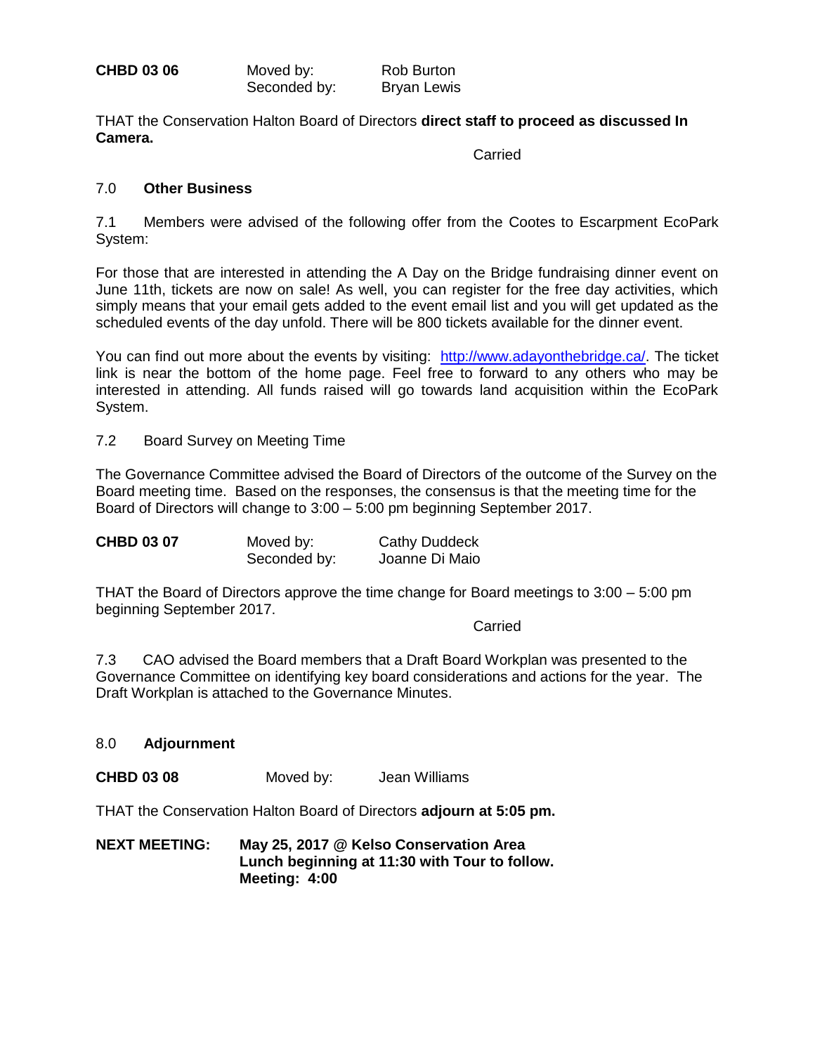| | | |
|---|---|---|
| **CHBD 03 06** | Moved by: | Rob Burton |
| | Seconded by: | Bryan Lewis |

THAT the Conservation Halton Board of Directors **direct staff to proceed as discussed In Camera.**

Carried

## 7.0 Other Business

7.1 Members were advised of the following offer from the Cootes to Escarpment EcoPark System:

For those that are interested in attending the A Day on the Bridge fundraising dinner event on June 11th, tickets are now on sale! As well, you can register for the free day activities, which simply means that your email gets added to the event email list and you will get updated as the scheduled events of the day unfold. There will be 800 tickets available for the dinner event.

You can find out more about the events by visiting: http://www.adayonthebridge.ca/. The ticket link is near the bottom of the home page. Feel free to forward to any others who may be interested in attending. All funds raised will go towards land acquisition within the EcoPark System.

7.2 Board Survey on Meeting Time

The Governance Committee advised the Board of Directors of the outcome of the Survey on the Board meeting time. Based on the responses, the consensus is that the meeting time for the Board of Directors will change to 3:00 – 5:00 pm beginning September 2017.

| | | |
|---|---|---|
| **CHBD 03 07** | Moved by: | Cathy Duddeck |
| | Seconded by: | Joanne Di Maio |

THAT the Board of Directors approve the time change for Board meetings to 3:00 – 5:00 pm beginning September 2017.

Carried

7.3 CAO advised the Board members that a Draft Board Workplan was presented to the Governance Committee on identifying key board considerations and actions for the year. The Draft Workplan is attached to the Governance Minutes.

## 8.0 Adjournment

**CHBD 03 08** Moved by: Jean Williams

THAT the Conservation Halton Board of Directors **adjourn at 5:05 pm.**

**NEXT MEETING: May 25, 2017 @ Kelso Conservation Area**
**Lunch beginning at 11:30 with Tour to follow.**
**Meeting: 4:00**